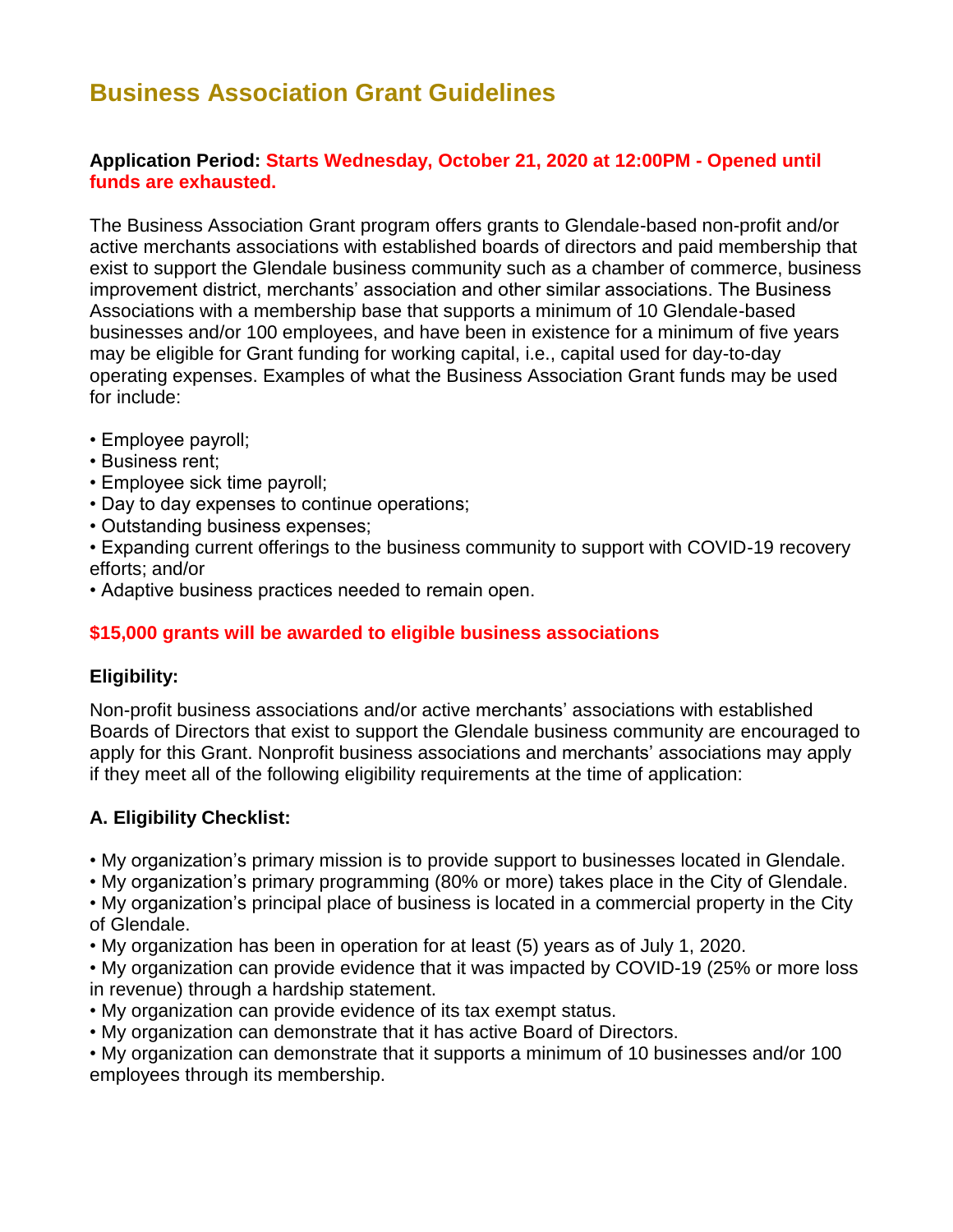# Business Association Grant Guidelines

**Application Period: Starts Wednesday, October 21, 2020 at 12:00PM - Opened until funds are exhausted.**

The Business Association Grant program offers grants to Glendale-based non-profit and/or active merchants associations with established boards of directors and paid membership that exist to support the Glendale business community such as a chamber of commerce, business improvement district, merchants' association and other similar associations. The Business Associations with a membership base that supports a minimum of 10 Glendale-based businesses and/or 100 employees, and have been in existence for a minimum of five years may be eligible for Grant funding for working capital, i.e., capital used for day-to-day operating expenses. Examples of what the Business Association Grant funds may be used for include:

- Employee payroll;
- Business rent;
- Employee sick time payroll;
- Day to day expenses to continue operations;
- Outstanding business expenses;
- Expanding current offerings to the business community to support with COVID-19 recovery efforts; and/or
- Adaptive business practices needed to remain open.

**$15,000 grants will be awarded to eligible business associations**

**Eligibility:**

Non-profit business associations and/or active merchants' associations with established Boards of Directors that exist to support the Glendale business community are encouraged to apply for this Grant. Nonprofit business associations and merchants' associations may apply if they meet all of the following eligibility requirements at the time of application:

**A. Eligibility Checklist:**

- My organization's primary mission is to provide support to businesses located in Glendale.
- My organization's primary programming (80% or more) takes place in the City of Glendale.
- My organization's principal place of business is located in a commercial property in the City of Glendale.
- My organization has been in operation for at least (5) years as of July 1, 2020.
- My organization can provide evidence that it was impacted by COVID-19 (25% or more loss in revenue) through a hardship statement.
- My organization can provide evidence of its tax exempt status.
- My organization can demonstrate that it has active Board of Directors.
- My organization can demonstrate that it supports a minimum of 10 businesses and/or 100 employees through its membership.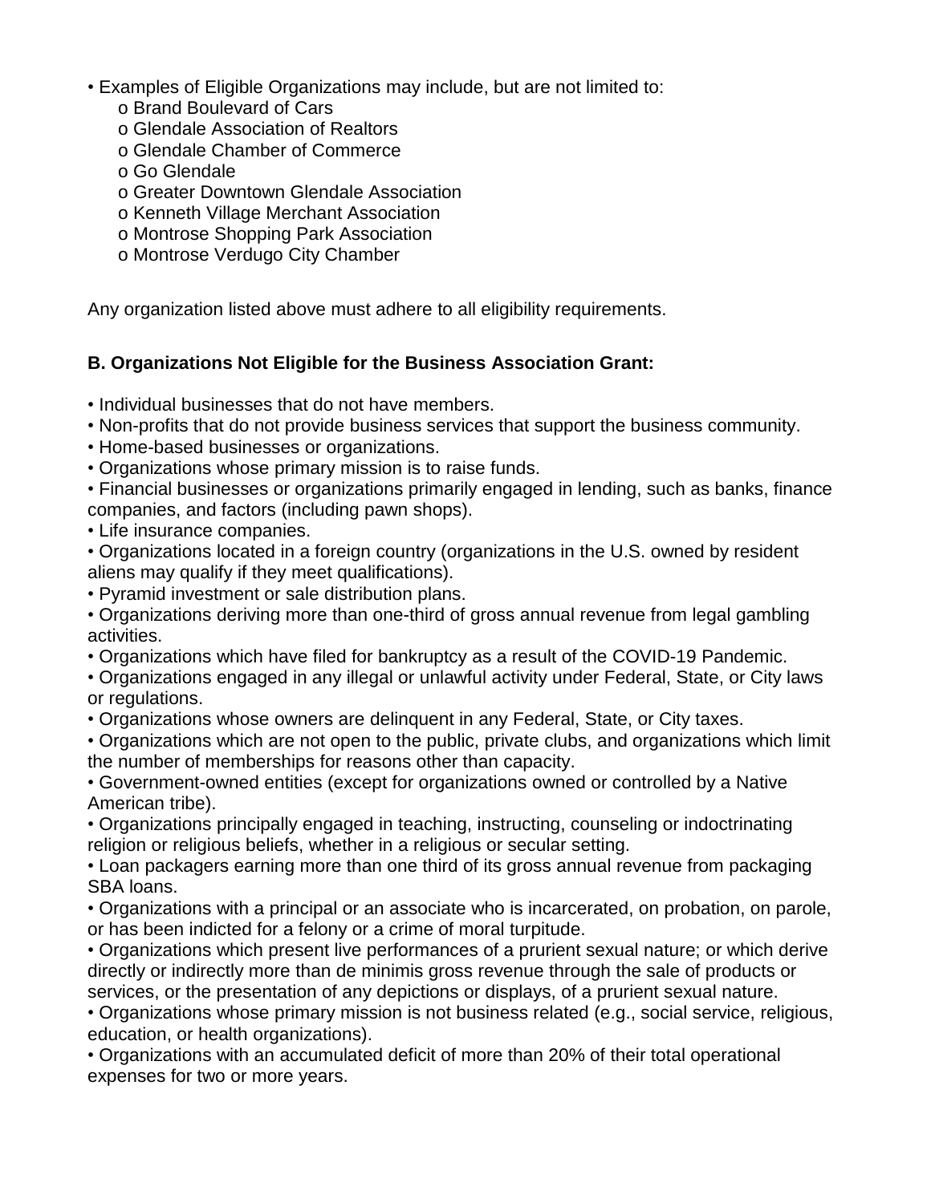- Examples of Eligible Organizations may include, but are not limited to:
  - Brand Boulevard of Cars
  - Glendale Association of Realtors
  - Glendale Chamber of Commerce
  - Go Glendale
  - Greater Downtown Glendale Association
  - Kenneth Village Merchant Association
  - Montrose Shopping Park Association
  - Montrose Verdugo City Chamber

Any organization listed above must adhere to all eligibility requirements.

**B. Organizations Not Eligible for the Business Association Grant:**

- Individual businesses that do not have members.
- Non-profits that do not provide business services that support the business community.
- Home-based businesses or organizations.
- Organizations whose primary mission is to raise funds.
- Financial businesses or organizations primarily engaged in lending, such as banks, finance companies, and factors (including pawn shops).
- Life insurance companies.
- Organizations located in a foreign country (organizations in the U.S. owned by resident aliens may qualify if they meet qualifications).
- Pyramid investment or sale distribution plans.
- Organizations deriving more than one-third of gross annual revenue from legal gambling activities.
- Organizations which have filed for bankruptcy as a result of the COVID-19 Pandemic.
- Organizations engaged in any illegal or unlawful activity under Federal, State, or City laws or regulations.
- Organizations whose owners are delinquent in any Federal, State, or City taxes.
- Organizations which are not open to the public, private clubs, and organizations which limit the number of memberships for reasons other than capacity.
- Government-owned entities (except for organizations owned or controlled by a Native American tribe).
- Organizations principally engaged in teaching, instructing, counseling or indoctrinating religion or religious beliefs, whether in a religious or secular setting.
- Loan packagers earning more than one third of its gross annual revenue from packaging SBA loans.
- Organizations with a principal or an associate who is incarcerated, on probation, on parole, or has been indicted for a felony or a crime of moral turpitude.
- Organizations which present live performances of a prurient sexual nature; or which derive directly or indirectly more than de minimis gross revenue through the sale of products or services, or the presentation of any depictions or displays, of a prurient sexual nature.
- Organizations whose primary mission is not business related (e.g., social service, religious, education, or health organizations).
- Organizations with an accumulated deficit of more than 20% of their total operational expenses for two or more years.